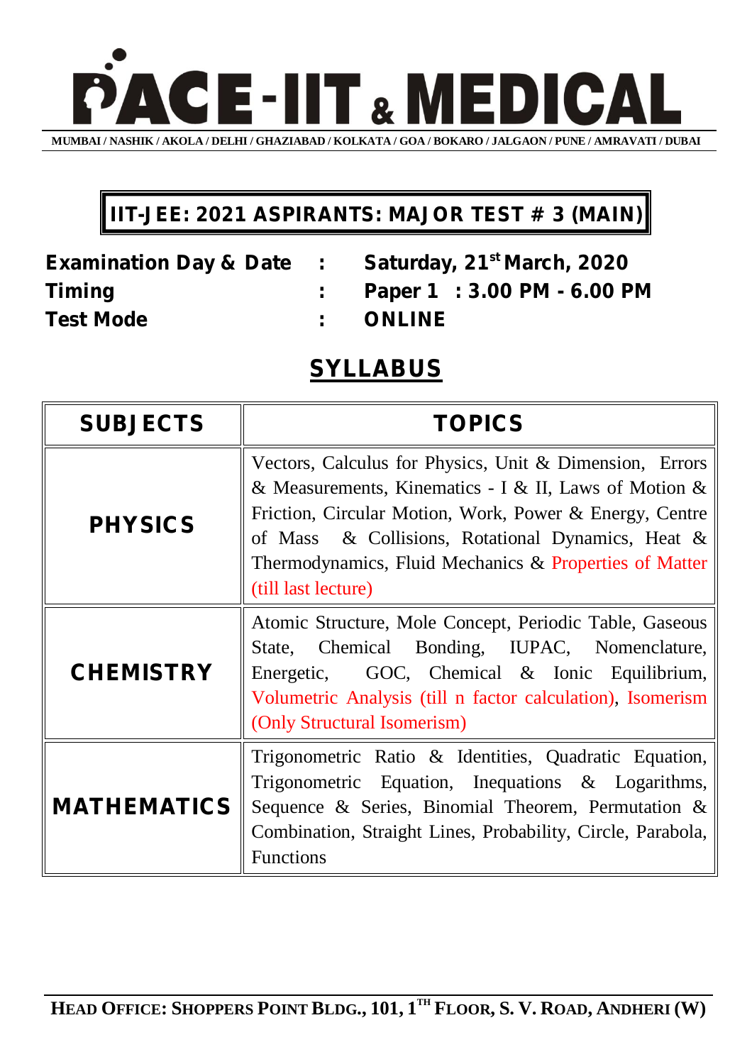# PACE-IIT & MEDICAL

MUMBAI / NASHIK / AKOLA / DELHI / GHAZIABAD / KOLKATA / GOA / BOKARO / JALGAON / PUNE / AMRAVATI / DUBAI

## IIT-JEE: 2021 ASPIRANTS: MAJOR TEST # 3 (MAIN)

**Examination Day & Date : Saturday, 21st March, 2020**

**Timing : Paper 1 : 3.00 PM - 6.00 PM**

**Test Mode : ONLINE**

## SYLLABUS

| SUBJECTS | TOPICS |
|---|---|
| PHYSICS | Vectors, Calculus for Physics, Unit & Dimension, Errors & Measurements, Kinematics - I & II, Laws of Motion & Friction, Circular Motion, Work, Power & Energy, Centre of Mass & Collisions, Rotational Dynamics, Heat & Thermodynamics, Fluid Mechanics & Properties of Matter (till last lecture) |
| CHEMISTRY | Atomic Structure, Mole Concept, Periodic Table, Gaseous State, Chemical Bonding, IUPAC, Nomenclature, Energetic, GOC, Chemical & Ionic Equilibrium, Volumetric Analysis (till n factor calculation), Isomerism (Only Structural Isomerism) |
| MATHEMATICS | Trigonometric Ratio & Identities, Quadratic Equation, Trigonometric Equation, Inequations & Logarithms, Sequence & Series, Binomial Theorem, Permutation & Combination, Straight Lines, Probability, Circle, Parabola, Functions |

HEAD OFFICE: SHOPPERS POINT BLDG., 101, 1TH FLOOR, S. V. ROAD, ANDHERI (W)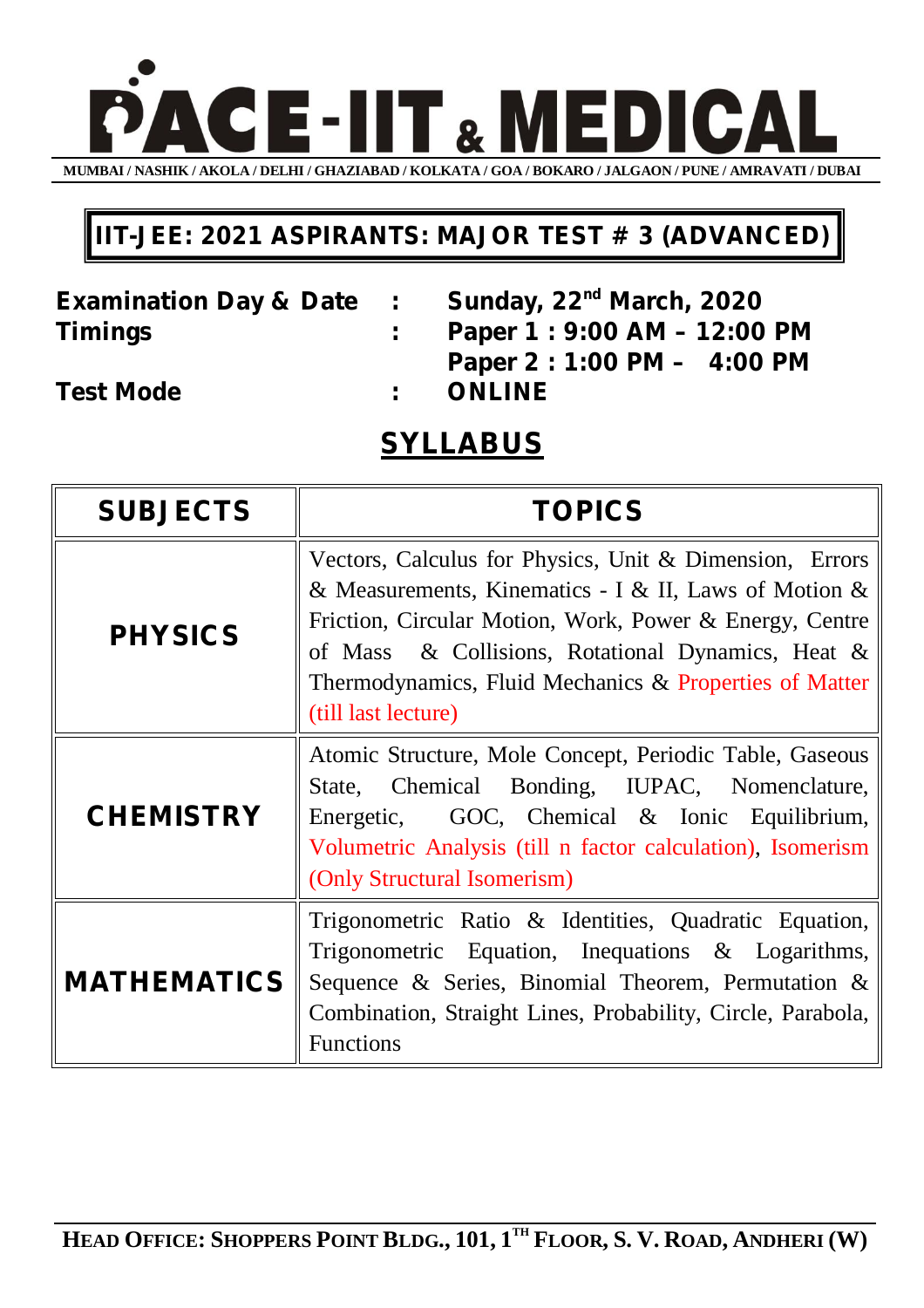# PACE-IIT & MEDICAL

MUMBAI / NASHIK / AKOLA / DELHI / GHAZIABAD / KOLKATA / GOA / BOKARO / JALGAON / PUNE / AMRAVATI / DUBAI

## IIT-JEE: 2021 ASPIRANTS: MAJOR TEST # 3 (ADVANCED)

**Examination Day & Date** : **Sunday, 22nd March, 2020**

**Timings** : **Paper 1 : 9:00 AM – 12:00 PM**
**Paper 2 : 1:00 PM – 4:00 PM**

**Test Mode** : **ONLINE**

## SYLLABUS

| SUBJECTS | TOPICS |
|---|---|
| **PHYSICS** | Vectors, Calculus for Physics, Unit & Dimension, Errors & Measurements, Kinematics - I & II, Laws of Motion & Friction, Circular Motion, Work, Power & Energy, Centre of Mass & Collisions, Rotational Dynamics, Heat & Thermodynamics, Fluid Mechanics & Properties of Matter (till last lecture) |
| **CHEMISTRY** | Atomic Structure, Mole Concept, Periodic Table, Gaseous State, Chemical Bonding, IUPAC, Nomenclature, Energetic, GOC, Chemical & Ionic Equilibrium, Volumetric Analysis (till n factor calculation), Isomerism (Only Structural Isomerism) |
| **MATHEMATICS** | Trigonometric Ratio & Identities, Quadratic Equation, Trigonometric Equation, Inequations & Logarithms, Sequence & Series, Binomial Theorem, Permutation & Combination, Straight Lines, Probability, Circle, Parabola, Functions |

HEAD OFFICE: SHOPPERS POINT BLDG., 101, 1TH FLOOR, S. V. ROAD, ANDHERI (W)